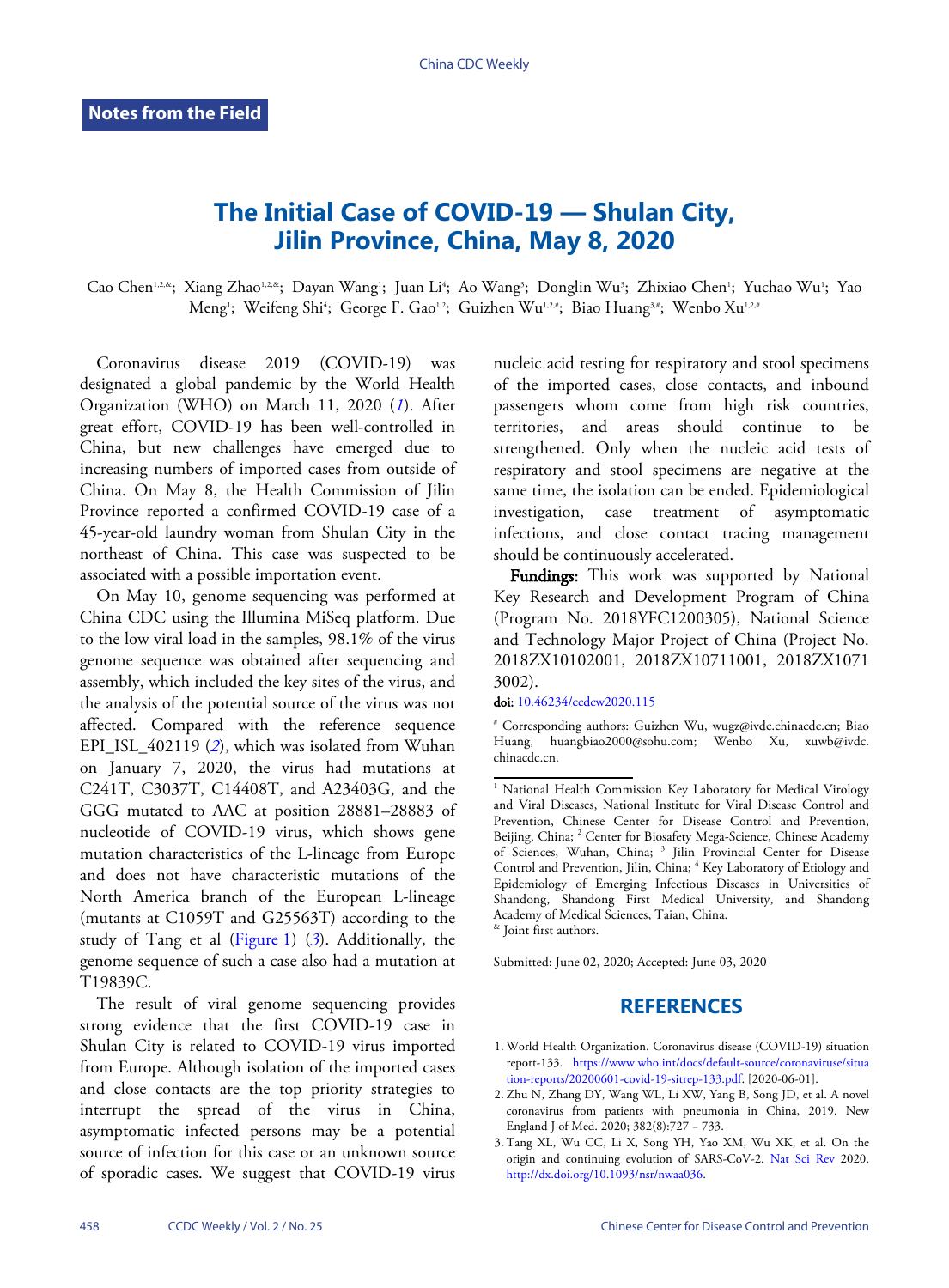**Notes from the Field**

# The Initial Case of COVID-19 — Shulan City, Jilin Province, China, May 8, 2020

Cao Chen[1,2,&]; Xiang Zhao[1,2,&]; Dayan Wang[1]; Juan Li[4]; Ao Wang[3]; Donglin Wu[3]; Zhixiao Chen[1]; Yuchao Wu[1]; Yao Meng[1]; Weifeng Shi[4]; George F. Gao[1,2]; Guizhen Wu[1,2,#]; Biao Huang[3,#]; Wenbo Xu[1,2,#]

Coronavirus disease 2019 (COVID-19) was designated a global pandemic by the World Health Organization (WHO) on March 11, 2020 (*1*). After great effort, COVID-19 has been well-controlled in China, but new challenges have emerged due to increasing numbers of imported cases from outside of China. On May 8, the Health Commission of Jilin Province reported a confirmed COVID-19 case of a 45-year-old laundry woman from Shulan City in the northeast of China. This case was suspected to be associated with a possible importation event.

On May 10, genome sequencing was performed at China CDC using the Illumina MiSeq platform. Due to the low viral load in the samples, 98.1% of the virus genome sequence was obtained after sequencing and assembly, which included the key sites of the virus, and the analysis of the potential source of the virus was not affected. Compared with the reference sequence EPI_ISL_402119 (*2*), which was isolated from Wuhan on January 7, 2020, the virus had mutations at C241T, C3037T, C14408T, and A23403G, and the GGG mutated to AAC at position 28881–28883 of nucleotide of COVID-19 virus, which shows gene mutation characteristics of the L-lineage from Europe and does not have characteristic mutations of the North America branch of the European L-lineage (mutants at C1059T and G25563T) according to the study of Tang et al (Figure 1) (*3*). Additionally, the genome sequence of such a case also had a mutation at T19839C.

The result of viral genome sequencing provides strong evidence that the first COVID-19 case in Shulan City is related to COVID-19 virus imported from Europe. Although isolation of the imported cases and close contacts are the top priority strategies to interrupt the spread of the virus in China, asymptomatic infected persons may be a potential source of infection for this case or an unknown source of sporadic cases. We suggest that COVID-19 virus nucleic acid testing for respiratory and stool specimens of the imported cases, close contacts, and inbound passengers whom come from high risk countries, territories, and areas should continue to be strengthened. Only when the nucleic acid tests of respiratory and stool specimens are negative at the same time, the isolation can be ended. Epidemiological investigation, case treatment of asymptomatic infections, and close contact tracing management should be continuously accelerated.

**Fundings:** This work was supported by National Key Research and Development Program of China (Program No. 2018YFC1200305), National Science and Technology Major Project of China (Project No. 2018ZX10102001, 2018ZX10711001, 2018ZX10713002).

**doi:** 10.46234/ccdcw2020.115

[#] Corresponding authors: Guizhen Wu, wugz@ivdc.chinacdc.cn; Biao Huang, huangbiao2000@sohu.com; Wenbo Xu, xuwb@ivdc.chinacdc.cn.

[1] National Health Commission Key Laboratory for Medical Virology and Viral Diseases, National Institute for Viral Disease Control and Prevention, Chinese Center for Disease Control and Prevention, Beijing, China; [2] Center for Biosafety Mega-Science, Chinese Academy of Sciences, Wuhan, China; [3] Jilin Provincial Center for Disease Control and Prevention, Jilin, China; [4] Key Laboratory of Etiology and Epidemiology of Emerging Infectious Diseases in Universities of Shandong, Shandong First Medical University, and Shandong Academy of Medical Sciences, Taian, China.
[&] Joint first authors.

Submitted: June 02, 2020; Accepted: June 03, 2020

## REFERENCES

1. World Health Organization. Coronavirus disease (COVID-19) situation report-133. https://www.who.int/docs/default-source/coronaviruse/situation-reports/20200601-covid-19-sitrep-133.pdf. [2020-06-01].
2. Zhu N, Zhang DY, Wang WL, Li XW, Yang B, Song JD, et al. A novel coronavirus from patients with pneumonia in China, 2019. New England J of Med. 2020; 382(8):727 – 733.
3. Tang XL, Wu CC, Li X, Song YH, Yao XM, Wu XK, et al. On the origin and continuing evolution of SARS-CoV-2. Nat Sci Rev 2020. http://dx.doi.org/10.1093/nsr/nwaa036.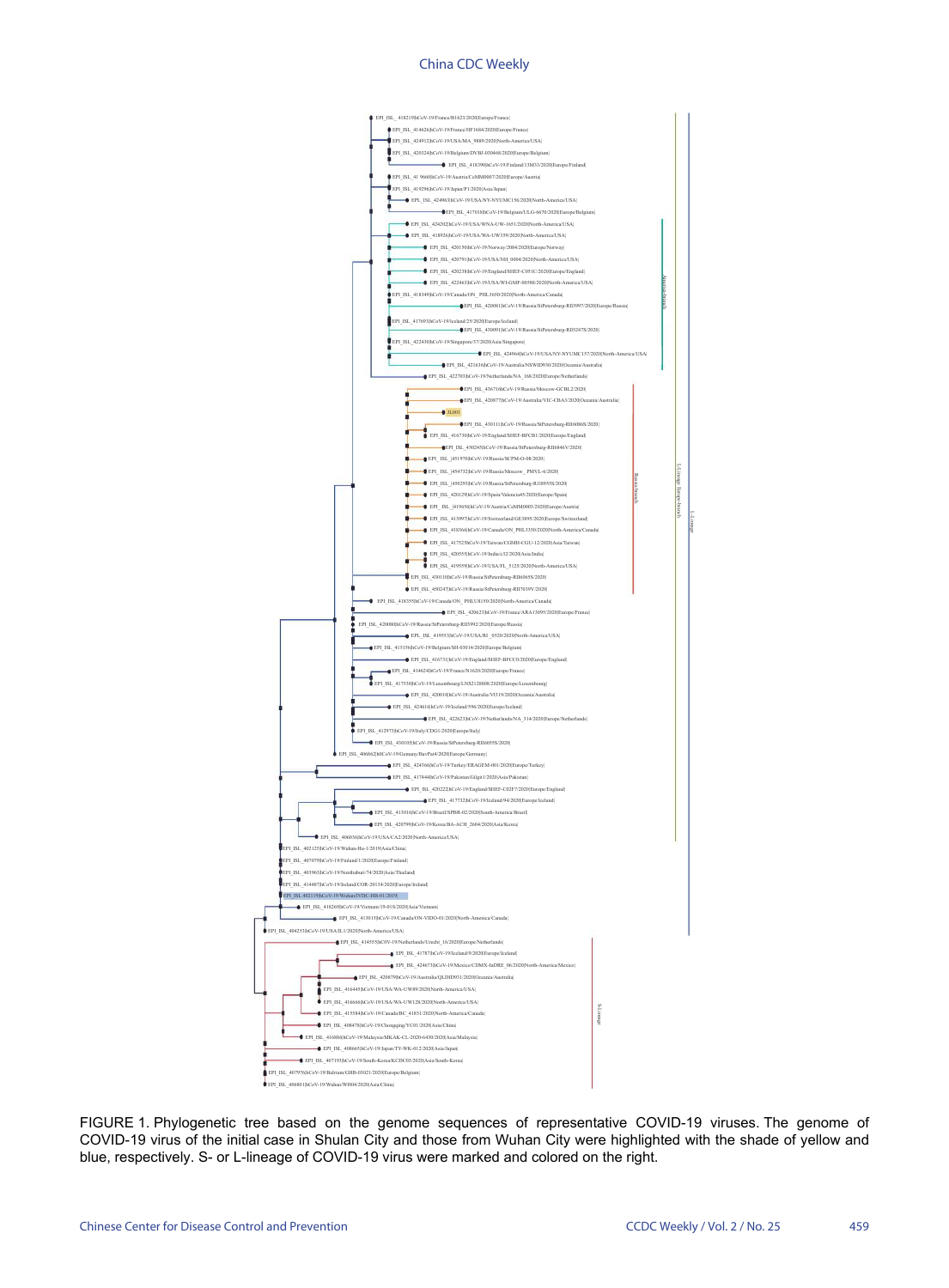FIGURE 1. Phylogenetic tree based on the genome sequences of representative COVID-19 viruses. The genome of COVID-19 virus of the initial case in Shulan City and those from Wuhan City were highlighted with the shade of yellow and blue, respectively. S- or L-lineage of COVID-19 virus were marked and colored on the right.